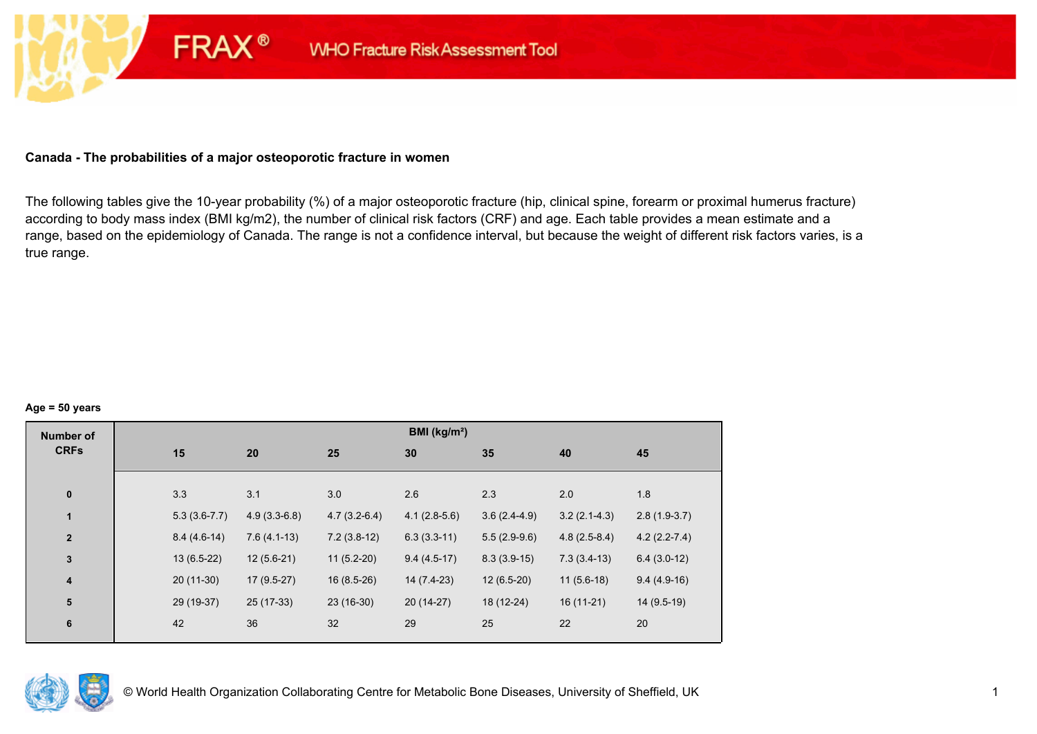FRAX® WHO Fracture Risk Assessment Tool

**Canada - The probabilities of a major osteoporotic fracture in women**

The following tables give the 10-year probability (%) of a major osteoporotic fracture (hip, clinical spine, forearm or proximal humerus fracture) according to body mass index (BMI kg/m2), the number of clinical risk factors (CRF) and age. Each table provides a mean estimate and a range, based on the epidemiology of Canada. The range is not a confidence interval, but because the weight of different risk factors varies, is a true range.

**Age = 50 years**

| Number of CRFs | BMI (kg/m²) | | | | | | |
|---|---|---|---|---|---|---|---|
| | 15 | 20 | 25 | 30 | 35 | 40 | 45 |
| 0 | 3.3 | 3.1 | 3.0 | 2.6 | 2.3 | 2.0 | 1.8 |
| 1 | 5.3 (3.6-7.7) | 4.9 (3.3-6.8) | 4.7 (3.2-6.4) | 4.1 (2.8-5.6) | 3.6 (2.4-4.9) | 3.2 (2.1-4.3) | 2.8 (1.9-3.7) |
| 2 | 8.4 (4.6-14) | 7.6 (4.1-13) | 7.2 (3.8-12) | 6.3 (3.3-11) | 5.5 (2.9-9.6) | 4.8 (2.5-8.4) | 4.2 (2.2-7.4) |
| 3 | 13 (6.5-22) | 12 (5.6-21) | 11 (5.2-20) | 9.4 (4.5-17) | 8.3 (3.9-15) | 7.3 (3.4-13) | 6.4 (3.0-12) |
| 4 | 20 (11-30) | 17 (9.5-27) | 16 (8.5-26) | 14 (7.4-23) | 12 (6.5-20) | 11 (5.6-18) | 9.4 (4.9-16) |
| 5 | 29 (19-37) | 25 (17-33) | 23 (16-30) | 20 (14-27) | 18 (12-24) | 16 (11-21) | 14 (9.5-19) |
| 6 | 42 | 36 | 32 | 29 | 25 | 22 | 20 |

© World Health Organization Collaborating Centre for Metabolic Bone Diseases, University of Sheffield, UK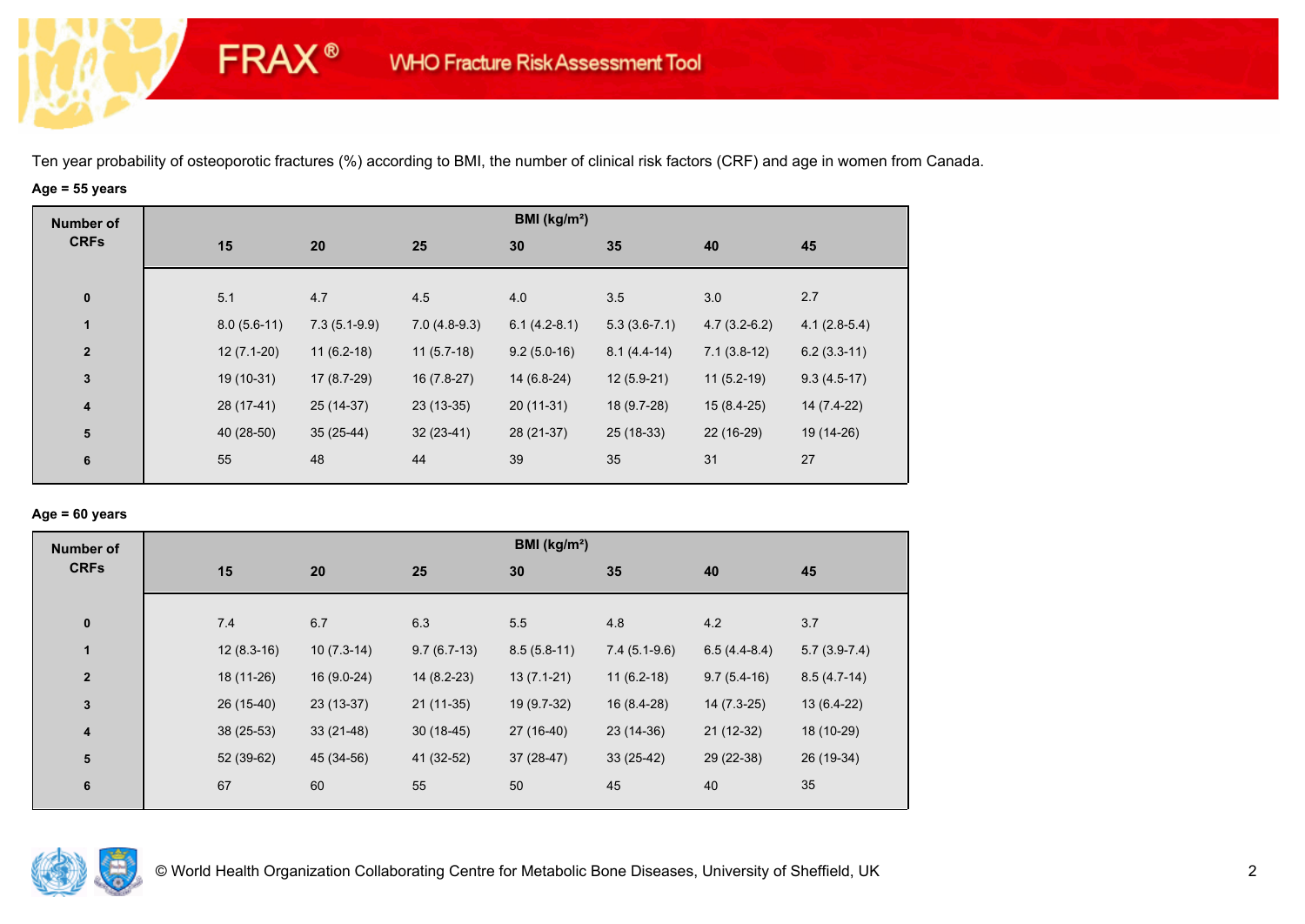FRAX® WHO Fracture Risk Assessment Tool

Ten year probability of osteoporotic fractures (%) according to BMI, the number of clinical risk factors (CRF) and age in women from Canada.

**Age = 55 years**

| Number of CRFs | BMI (kg/m²) | | | | | | |
|---|---|---|---|---|---|---|---|
| | 15 | 20 | 25 | 30 | 35 | 40 | 45 |
| 0 | 5.1 | 4.7 | 4.5 | 4.0 | 3.5 | 3.0 | 2.7 |
| 1 | 8.0 (5.6-11) | 7.3 (5.1-9.9) | 7.0 (4.8-9.3) | 6.1 (4.2-8.1) | 5.3 (3.6-7.1) | 4.7 (3.2-6.2) | 4.1 (2.8-5.4) |
| 2 | 12 (7.1-20) | 11 (6.2-18) | 11 (5.7-18) | 9.2 (5.0-16) | 8.1 (4.4-14) | 7.1 (3.8-12) | 6.2 (3.3-11) |
| 3 | 19 (10-31) | 17 (8.7-29) | 16 (7.8-27) | 14 (6.8-24) | 12 (5.9-21) | 11 (5.2-19) | 9.3 (4.5-17) |
| 4 | 28 (17-41) | 25 (14-37) | 23 (13-35) | 20 (11-31) | 18 (9.7-28) | 15 (8.4-25) | 14 (7.4-22) |
| 5 | 40 (28-50) | 35 (25-44) | 32 (23-41) | 28 (21-37) | 25 (18-33) | 22 (16-29) | 19 (14-26) |
| 6 | 55 | 48 | 44 | 39 | 35 | 31 | 27 |

**Age = 60 years**

| Number of CRFs | BMI (kg/m²) | | | | | | |
|---|---|---|---|---|---|---|---|
| | 15 | 20 | 25 | 30 | 35 | 40 | 45 |
| 0 | 7.4 | 6.7 | 6.3 | 5.5 | 4.8 | 4.2 | 3.7 |
| 1 | 12 (8.3-16) | 10 (7.3-14) | 9.7 (6.7-13) | 8.5 (5.8-11) | 7.4 (5.1-9.6) | 6.5 (4.4-8.4) | 5.7 (3.9-7.4) |
| 2 | 18 (11-26) | 16 (9.0-24) | 14 (8.2-23) | 13 (7.1-21) | 11 (6.2-18) | 9.7 (5.4-16) | 8.5 (4.7-14) |
| 3 | 26 (15-40) | 23 (13-37) | 21 (11-35) | 19 (9.7-32) | 16 (8.4-28) | 14 (7.3-25) | 13 (6.4-22) |
| 4 | 38 (25-53) | 33 (21-48) | 30 (18-45) | 27 (16-40) | 23 (14-36) | 21 (12-32) | 18 (10-29) |
| 5 | 52 (39-62) | 45 (34-56) | 41 (32-52) | 37 (28-47) | 33 (25-42) | 29 (22-38) | 26 (19-34) |
| 6 | 67 | 60 | 55 | 50 | 45 | 40 | 35 |

© World Health Organization Collaborating Centre for Metabolic Bone Diseases, University of Sheffield, UK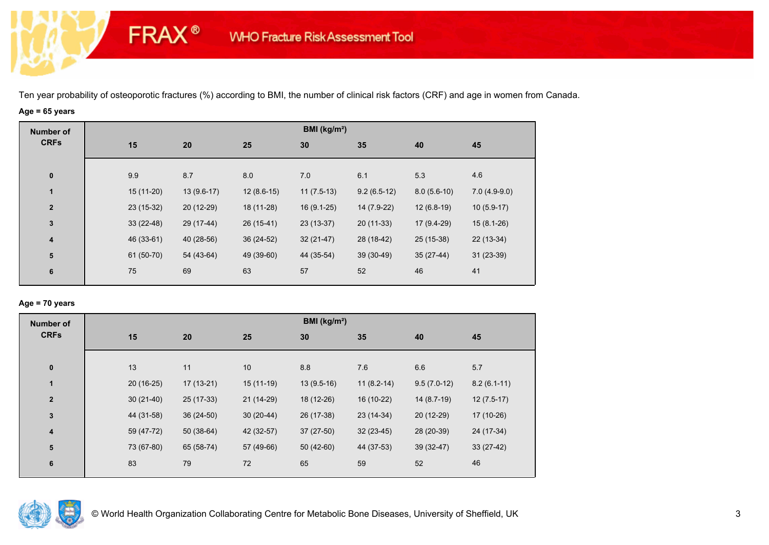FRAX® WHO Fracture Risk Assessment Tool

Ten year probability of osteoporotic fractures (%) according to BMI, the number of clinical risk factors (CRF) and age in women from Canada.

**Age = 65 years**

| Number of CRFs | BMI (kg/m²) | | | | | | |
|---|---|---|---|---|---|---|---|
| | 15 | 20 | 25 | 30 | 35 | 40 | 45 |
| 0 | 9.9 | 8.7 | 8.0 | 7.0 | 6.1 | 5.3 | 4.6 |
| 1 | 15 (11-20) | 13 (9.6-17) | 12 (8.6-15) | 11 (7.5-13) | 9.2 (6.5-12) | 8.0 (5.6-10) | 7.0 (4.9-9.0) |
| 2 | 23 (15-32) | 20 (12-29) | 18 (11-28) | 16 (9.1-25) | 14 (7.9-22) | 12 (6.8-19) | 10 (5.9-17) |
| 3 | 33 (22-48) | 29 (17-44) | 26 (15-41) | 23 (13-37) | 20 (11-33) | 17 (9.4-29) | 15 (8.1-26) |
| 4 | 46 (33-61) | 40 (28-56) | 36 (24-52) | 32 (21-47) | 28 (18-42) | 25 (15-38) | 22 (13-34) |
| 5 | 61 (50-70) | 54 (43-64) | 49 (39-60) | 44 (35-54) | 39 (30-49) | 35 (27-44) | 31 (23-39) |
| 6 | 75 | 69 | 63 | 57 | 52 | 46 | 41 |

**Age = 70 years**

| Number of CRFs | BMI (kg/m²) | | | | | | |
|---|---|---|---|---|---|---|---|
| | 15 | 20 | 25 | 30 | 35 | 40 | 45 |
| 0 | 13 | 11 | 10 | 8.8 | 7.6 | 6.6 | 5.7 |
| 1 | 20 (16-25) | 17 (13-21) | 15 (11-19) | 13 (9.5-16) | 11 (8.2-14) | 9.5 (7.0-12) | 8.2 (6.1-11) |
| 2 | 30 (21-40) | 25 (17-33) | 21 (14-29) | 18 (12-26) | 16 (10-22) | 14 (8.7-19) | 12 (7.5-17) |
| 3 | 44 (31-58) | 36 (24-50) | 30 (20-44) | 26 (17-38) | 23 (14-34) | 20 (12-29) | 17 (10-26) |
| 4 | 59 (47-72) | 50 (38-64) | 42 (32-57) | 37 (27-50) | 32 (23-45) | 28 (20-39) | 24 (17-34) |
| 5 | 73 (67-80) | 65 (58-74) | 57 (49-66) | 50 (42-60) | 44 (37-53) | 39 (32-47) | 33 (27-42) |
| 6 | 83 | 79 | 72 | 65 | 59 | 52 | 46 |

© World Health Organization Collaborating Centre for Metabolic Bone Diseases, University of Sheffield, UK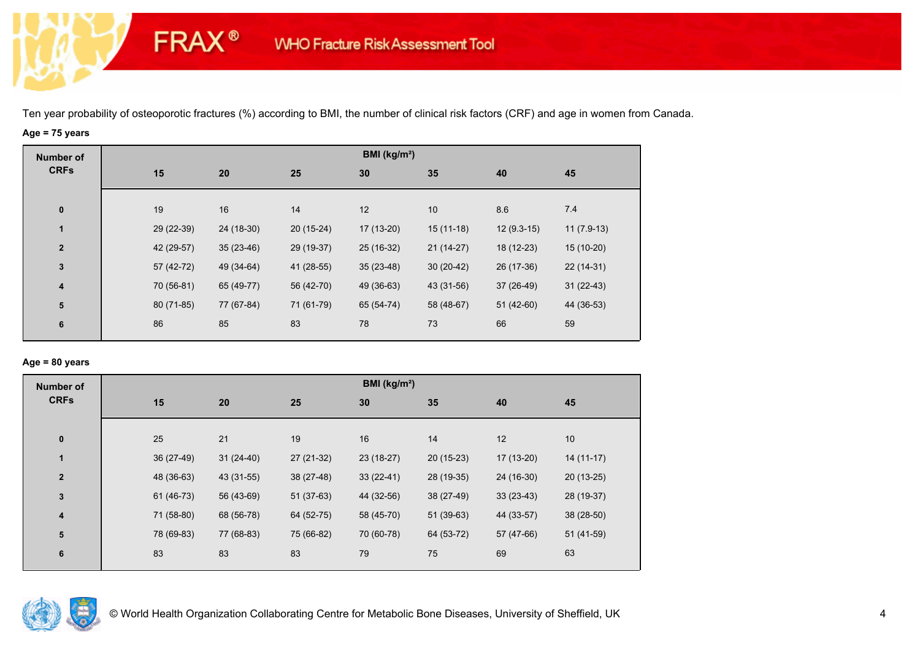FRAX® WHO Fracture Risk Assessment Tool

Ten year probability of osteoporotic fractures (%) according to BMI, the number of clinical risk factors (CRF) and age in women from Canada.

**Age = 75 years**

| Number of CRFs | BMI (kg/m²) | | | | | | |
|---|---|---|---|---|---|---|---|
| | 15 | 20 | 25 | 30 | 35 | 40 | 45 |
| 0 | 19 | 16 | 14 | 12 | 10 | 8.6 | 7.4 |
| 1 | 29 (22-39) | 24 (18-30) | 20 (15-24) | 17 (13-20) | 15 (11-18) | 12 (9.3-15) | 11 (7.9-13) |
| 2 | 42 (29-57) | 35 (23-46) | 29 (19-37) | 25 (16-32) | 21 (14-27) | 18 (12-23) | 15 (10-20) |
| 3 | 57 (42-72) | 49 (34-64) | 41 (28-55) | 35 (23-48) | 30 (20-42) | 26 (17-36) | 22 (14-31) |
| 4 | 70 (56-81) | 65 (49-77) | 56 (42-70) | 49 (36-63) | 43 (31-56) | 37 (26-49) | 31 (22-43) |
| 5 | 80 (71-85) | 77 (67-84) | 71 (61-79) | 65 (54-74) | 58 (48-67) | 51 (42-60) | 44 (36-53) |
| 6 | 86 | 85 | 83 | 78 | 73 | 66 | 59 |

**Age = 80 years**

| Number of CRFs | BMI (kg/m²) | | | | | | |
|---|---|---|---|---|---|---|---|
| | 15 | 20 | 25 | 30 | 35 | 40 | 45 |
| 0 | 25 | 21 | 19 | 16 | 14 | 12 | 10 |
| 1 | 36 (27-49) | 31 (24-40) | 27 (21-32) | 23 (18-27) | 20 (15-23) | 17 (13-20) | 14 (11-17) |
| 2 | 48 (36-63) | 43 (31-55) | 38 (27-48) | 33 (22-41) | 28 (19-35) | 24 (16-30) | 20 (13-25) |
| 3 | 61 (46-73) | 56 (43-69) | 51 (37-63) | 44 (32-56) | 38 (27-49) | 33 (23-43) | 28 (19-37) |
| 4 | 71 (58-80) | 68 (56-78) | 64 (52-75) | 58 (45-70) | 51 (39-63) | 44 (33-57) | 38 (28-50) |
| 5 | 78 (69-83) | 77 (68-83) | 75 (66-82) | 70 (60-78) | 64 (53-72) | 57 (47-66) | 51 (41-59) |
| 6 | 83 | 83 | 83 | 79 | 75 | 69 | 63 |

© World Health Organization Collaborating Centre for Metabolic Bone Diseases, University of Sheffield, UK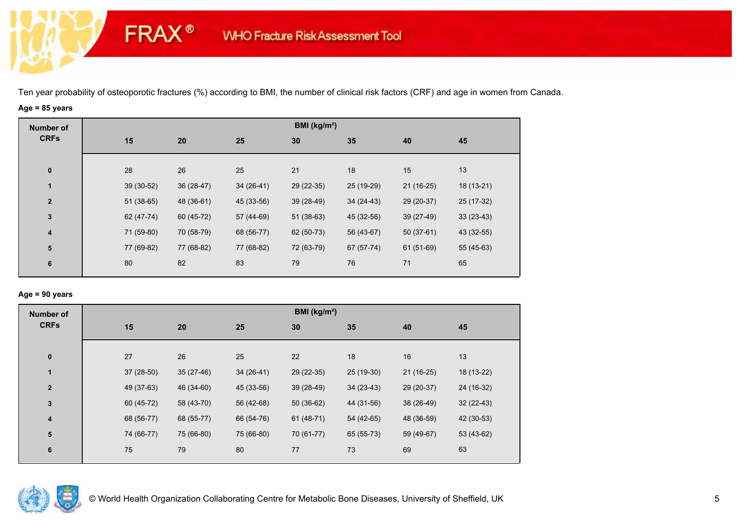Ten year probability of osteoporotic fractures (%) according to BMI, the number of clinical risk factors (CRF) and age in women from Canada.

**Age = 85 years**

| Number of CRFs | BMI (kg/m²) | | | | | | |
|---|---|---|---|---|---|---|---|
| | 15 | 20 | 25 | 30 | 35 | 40 | 45 |
| 0 | 28 | 26 | 25 | 21 | 18 | 15 | 13 |
| 1 | 39 (30-52) | 36 (28-47) | 34 (26-41) | 29 (22-35) | 25 (19-29) | 21 (16-25) | 18 (13-21) |
| 2 | 51 (38-65) | 48 (36-61) | 45 (33-56) | 39 (28-49) | 34 (24-43) | 29 (20-37) | 25 (17-32) |
| 3 | 62 (47-74) | 60 (45-72) | 57 (44-69) | 51 (38-63) | 45 (32-56) | 39 (27-49) | 33 (23-43) |
| 4 | 71 (59-80) | 70 (58-79) | 68 (56-77) | 62 (50-73) | 56 (43-67) | 50 (37-61) | 43 (32-55) |
| 5 | 77 (69-82) | 77 (68-82) | 77 (68-82) | 72 (63-79) | 67 (57-74) | 61 (51-69) | 55 (45-63) |
| 6 | 80 | 82 | 83 | 79 | 76 | 71 | 65 |

**Age = 90 years**

| Number of CRFs | BMI (kg/m²) | | | | | | |
|---|---|---|---|---|---|---|---|
| | 15 | 20 | 25 | 30 | 35 | 40 | 45 |
| 0 | 27 | 26 | 25 | 22 | 18 | 16 | 13 |
| 1 | 37 (28-50) | 35 (27-46) | 34 (26-41) | 29 (22-35) | 25 (19-30) | 21 (16-25) | 18 (13-22) |
| 2 | 49 (37-63) | 46 (34-60) | 45 (33-56) | 39 (28-49) | 34 (23-43) | 29 (20-37) | 24 (16-32) |
| 3 | 60 (45-72) | 58 (43-70) | 56 (42-68) | 50 (36-62) | 44 (31-56) | 38 (26-49) | 32 (22-43) |
| 4 | 68 (56-77) | 68 (55-77) | 66 (54-76) | 61 (48-71) | 54 (42-65) | 48 (36-59) | 42 (30-53) |
| 5 | 74 (66-77) | 75 (66-80) | 75 (66-80) | 70 (61-77) | 65 (55-73) | 59 (49-67) | 53 (43-62) |
| 6 | 75 | 79 | 80 | 77 | 73 | 69 | 63 |

© World Health Organization Collaborating Centre for Metabolic Bone Diseases, University of Sheffield, UK